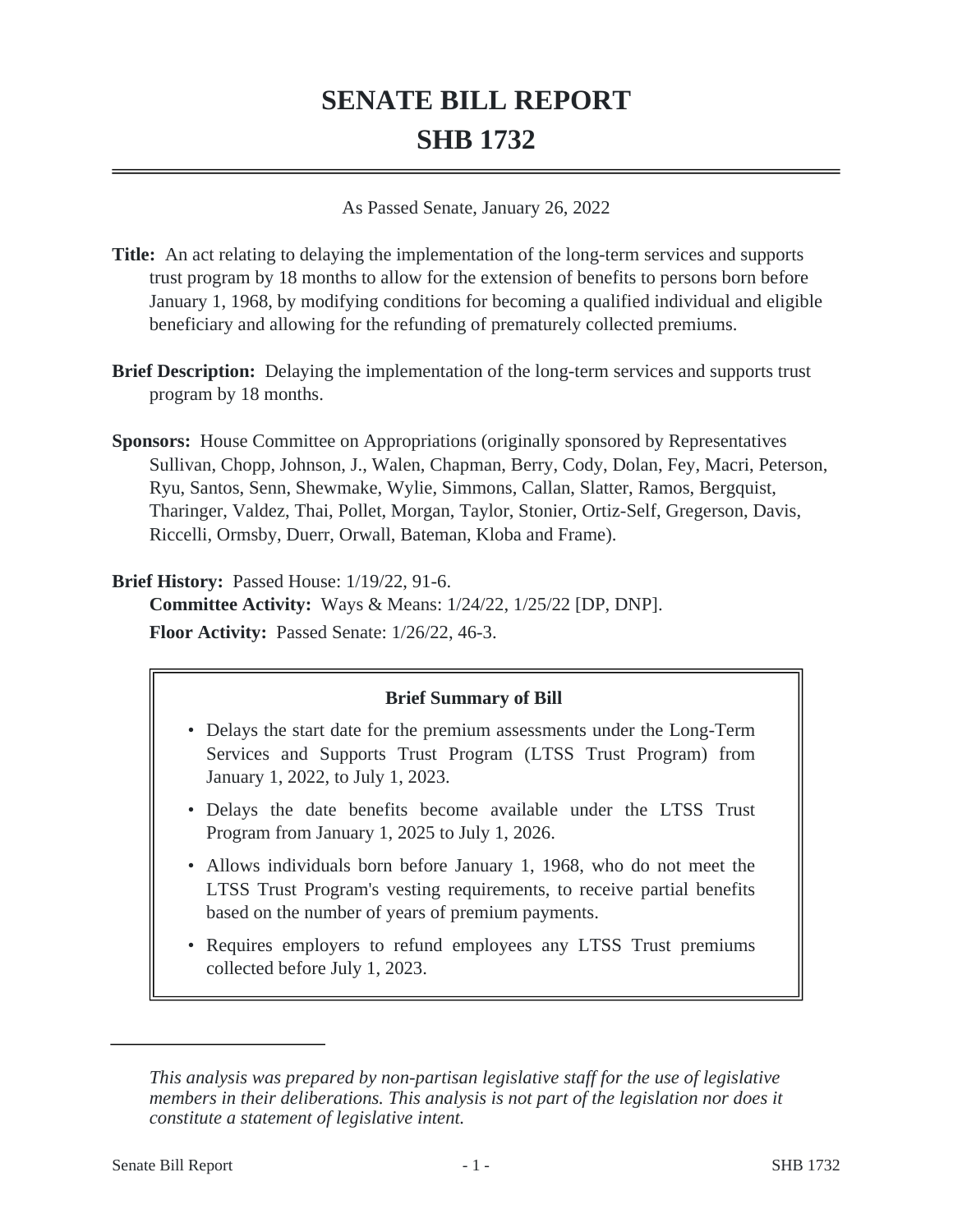# SENATE BILL REPORT

# SHB 1732

As Passed Senate, January 26, 2022

**Title:** An act relating to delaying the implementation of the long-term services and supports trust program by 18 months to allow for the extension of benefits to persons born before January 1, 1968, by modifying conditions for becoming a qualified individual and eligible beneficiary and allowing for the refunding of prematurely collected premiums.

**Brief Description:** Delaying the implementation of the long-term services and supports trust program by 18 months.

**Sponsors:** House Committee on Appropriations (originally sponsored by Representatives Sullivan, Chopp, Johnson, J., Walen, Chapman, Berry, Cody, Dolan, Fey, Macri, Peterson, Ryu, Santos, Senn, Shewmake, Wylie, Simmons, Callan, Slatter, Ramos, Bergquist, Tharinger, Valdez, Thai, Pollet, Morgan, Taylor, Stonier, Ortiz-Self, Gregerson, Davis, Riccelli, Ormsby, Duerr, Orwall, Bateman, Kloba and Frame).

**Brief History:** Passed House: 1/19/22, 91-6.

**Committee Activity:** Ways & Means: 1/24/22, 1/25/22 [DP, DNP].

**Floor Activity:** Passed Senate: 1/26/22, 46-3.

**Brief Summary of Bill**

- Delays the start date for the premium assessments under the Long-Term Services and Supports Trust Program (LTSS Trust Program) from January 1, 2022, to July 1, 2023.
- Delays the date benefits become available under the LTSS Trust Program from January 1, 2025 to July 1, 2026.
- Allows individuals born before January 1, 1968, who do not meet the LTSS Trust Program's vesting requirements, to receive partial benefits based on the number of years of premium payments.
- Requires employers to refund employees any LTSS Trust premiums collected before July 1, 2023.

---

*This analysis was prepared by non-partisan legislative staff for the use of legislative members in their deliberations. This analysis is not part of the legislation nor does it constitute a statement of legislative intent.*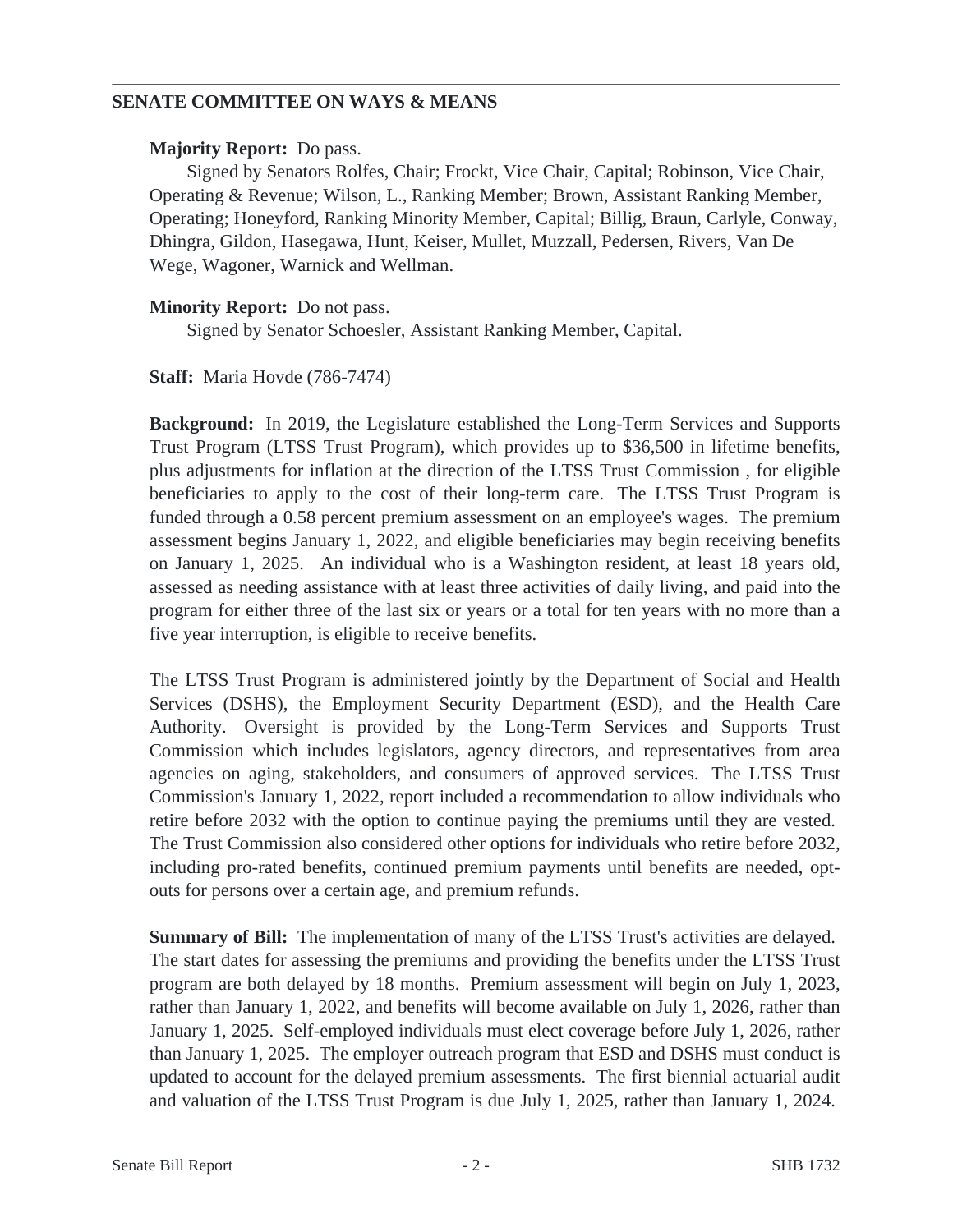## SENATE COMMITTEE ON WAYS & MEANS

**Majority Report:** Do pass.

Signed by Senators Rolfes, Chair; Frockt, Vice Chair, Capital; Robinson, Vice Chair, Operating & Revenue; Wilson, L., Ranking Member; Brown, Assistant Ranking Member, Operating; Honeyford, Ranking Minority Member, Capital; Billig, Braun, Carlyle, Conway, Dhingra, Gildon, Hasegawa, Hunt, Keiser, Mullet, Muzzall, Pedersen, Rivers, Van De Wege, Wagoner, Warnick and Wellman.

**Minority Report:** Do not pass.

Signed by Senator Schoesler, Assistant Ranking Member, Capital.

**Staff:** Maria Hovde (786-7474)

**Background:** In 2019, the Legislature established the Long-Term Services and Supports Trust Program (LTSS Trust Program), which provides up to $36,500 in lifetime benefits, plus adjustments for inflation at the direction of the LTSS Trust Commission , for eligible beneficiaries to apply to the cost of their long-term care. The LTSS Trust Program is funded through a 0.58 percent premium assessment on an employee's wages. The premium assessment begins January 1, 2022, and eligible beneficiaries may begin receiving benefits on January 1, 2025. An individual who is a Washington resident, at least 18 years old, assessed as needing assistance with at least three activities of daily living, and paid into the program for either three of the last six or years or a total for ten years with no more than a five year interruption, is eligible to receive benefits.

The LTSS Trust Program is administered jointly by the Department of Social and Health Services (DSHS), the Employment Security Department (ESD), and the Health Care Authority. Oversight is provided by the Long-Term Services and Supports Trust Commission which includes legislators, agency directors, and representatives from area agencies on aging, stakeholders, and consumers of approved services. The LTSS Trust Commission's January 1, 2022, report included a recommendation to allow individuals who retire before 2032 with the option to continue paying the premiums until they are vested. The Trust Commission also considered other options for individuals who retire before 2032, including pro-rated benefits, continued premium payments until benefits are needed, opt-outs for persons over a certain age, and premium refunds.

**Summary of Bill:** The implementation of many of the LTSS Trust's activities are delayed. The start dates for assessing the premiums and providing the benefits under the LTSS Trust program are both delayed by 18 months. Premium assessment will begin on July 1, 2023, rather than January 1, 2022, and benefits will become available on July 1, 2026, rather than January 1, 2025. Self-employed individuals must elect coverage before July 1, 2026, rather than January 1, 2025. The employer outreach program that ESD and DSHS must conduct is updated to account for the delayed premium assessments. The first biennial actuarial audit and valuation of the LTSS Trust Program is due July 1, 2025, rather than January 1, 2024.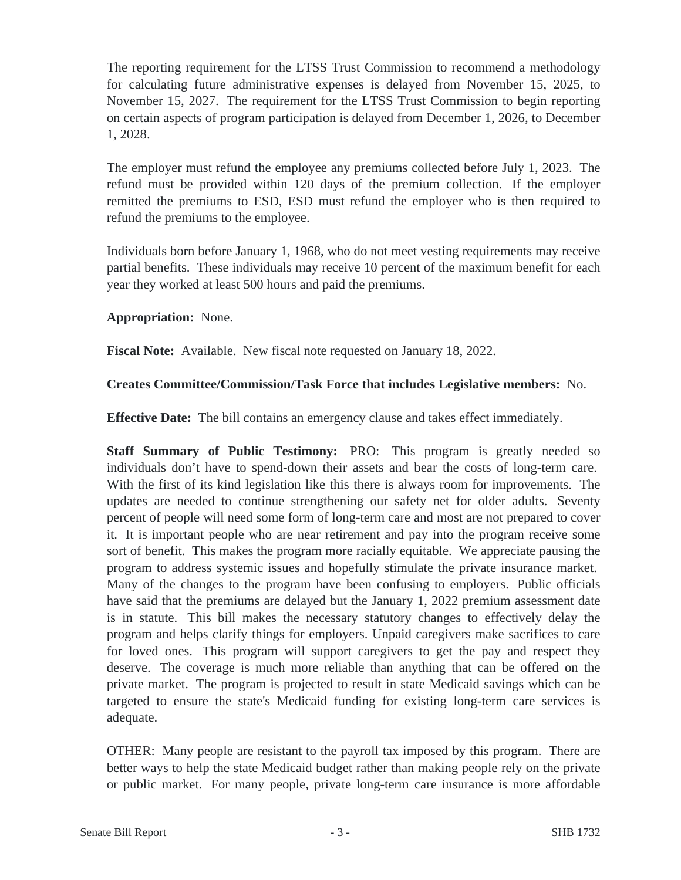The reporting requirement for the LTSS Trust Commission to recommend a methodology for calculating future administrative expenses is delayed from November 15, 2025, to November 15, 2027. The requirement for the LTSS Trust Commission to begin reporting on certain aspects of program participation is delayed from December 1, 2026, to December 1, 2028.

The employer must refund the employee any premiums collected before July 1, 2023. The refund must be provided within 120 days of the premium collection. If the employer remitted the premiums to ESD, ESD must refund the employer who is then required to refund the premiums to the employee.

Individuals born before January 1, 1968, who do not meet vesting requirements may receive partial benefits. These individuals may receive 10 percent of the maximum benefit for each year they worked at least 500 hours and paid the premiums.

**Appropriation:** None.

**Fiscal Note:** Available. New fiscal note requested on January 18, 2022.

**Creates Committee/Commission/Task Force that includes Legislative members:** No.

**Effective Date:** The bill contains an emergency clause and takes effect immediately.

**Staff Summary of Public Testimony:** PRO: This program is greatly needed so individuals don't have to spend-down their assets and bear the costs of long-term care. With the first of its kind legislation like this there is always room for improvements. The updates are needed to continue strengthening our safety net for older adults. Seventy percent of people will need some form of long-term care and most are not prepared to cover it. It is important people who are near retirement and pay into the program receive some sort of benefit. This makes the program more racially equitable. We appreciate pausing the program to address systemic issues and hopefully stimulate the private insurance market. Many of the changes to the program have been confusing to employers. Public officials have said that the premiums are delayed but the January 1, 2022 premium assessment date is in statute. This bill makes the necessary statutory changes to effectively delay the program and helps clarify things for employers. Unpaid caregivers make sacrifices to care for loved ones. This program will support caregivers to get the pay and respect they deserve. The coverage is much more reliable than anything that can be offered on the private market. The program is projected to result in state Medicaid savings which can be targeted to ensure the state's Medicaid funding for existing long-term care services is adequate.

OTHER: Many people are resistant to the payroll tax imposed by this program. There are better ways to help the state Medicaid budget rather than making people rely on the private or public market. For many people, private long-term care insurance is more affordable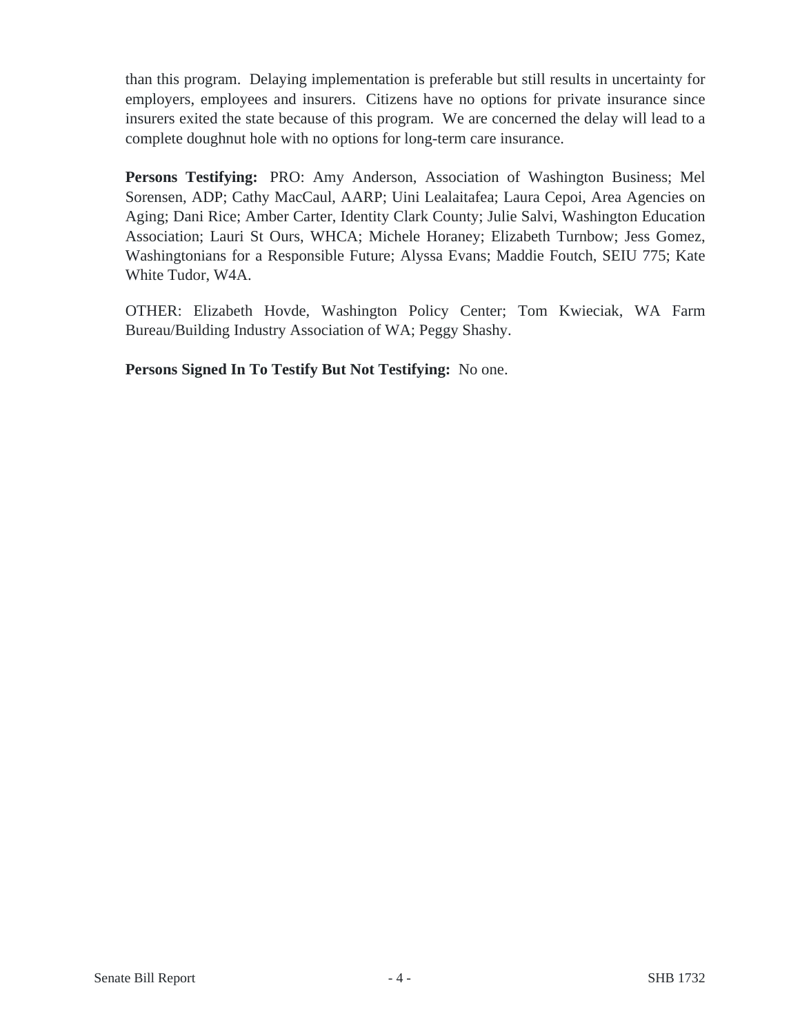than this program. Delaying implementation is preferable but still results in uncertainty for employers, employees and insurers. Citizens have no options for private insurance since insurers exited the state because of this program. We are concerned the delay will lead to a complete doughnut hole with no options for long-term care insurance.

**Persons Testifying:** PRO: Amy Anderson, Association of Washington Business; Mel Sorensen, ADP; Cathy MacCaul, AARP; Uini Lealaitafea; Laura Cepoi, Area Agencies on Aging; Dani Rice; Amber Carter, Identity Clark County; Julie Salvi, Washington Education Association; Lauri St Ours, WHCA; Michele Horaney; Elizabeth Turnbow; Jess Gomez, Washingtonians for a Responsible Future; Alyssa Evans; Maddie Foutch, SEIU 775; Kate White Tudor, W4A.

OTHER: Elizabeth Hovde, Washington Policy Center; Tom Kwieciak, WA Farm Bureau/Building Industry Association of WA; Peggy Shashy.

**Persons Signed In To Testify But Not Testifying:** No one.